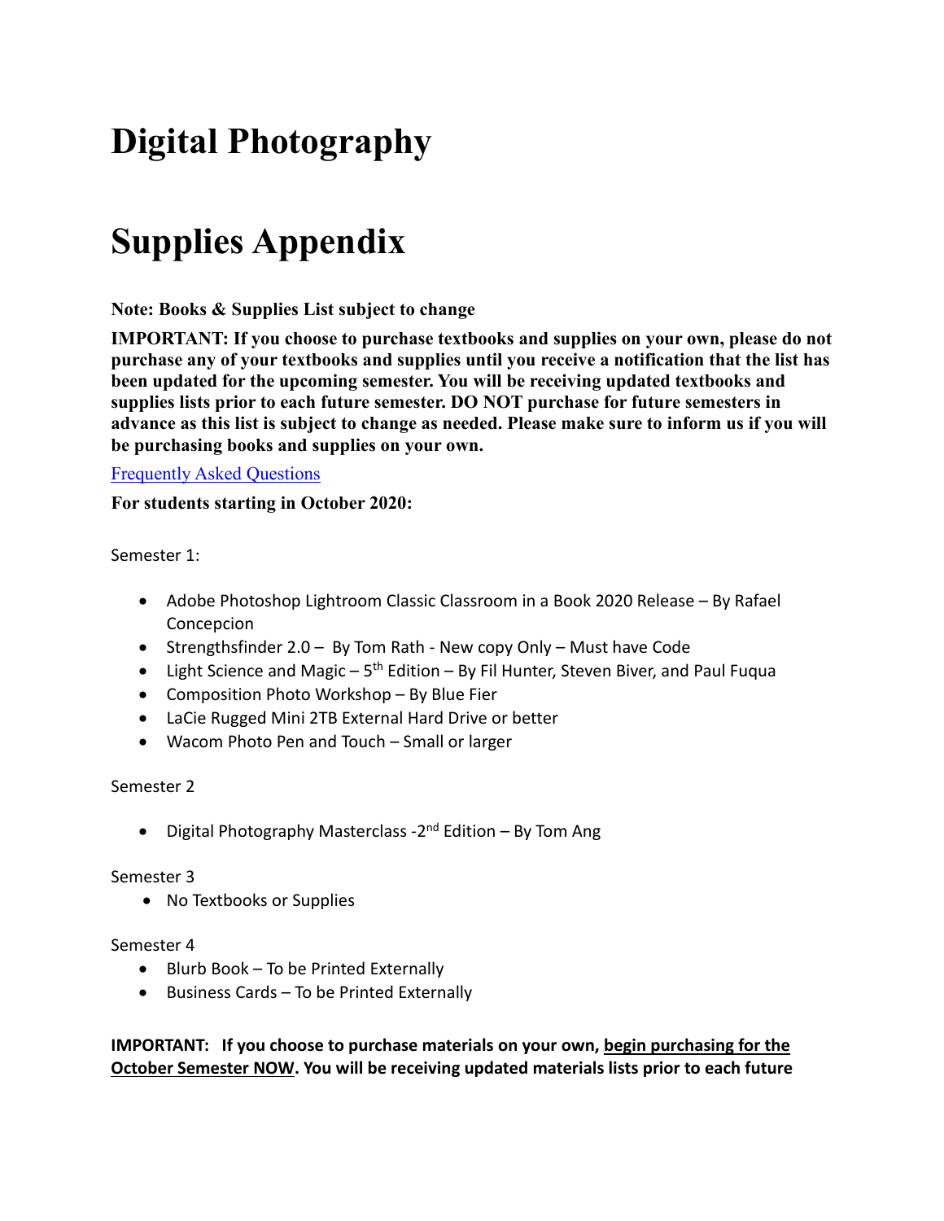# Digital Photography

# Supplies Appendix

**Note: Books & Supplies List subject to change**

**IMPORTANT: If you choose to purchase textbooks and supplies on your own, please do not purchase any of your textbooks and supplies until you receive a notification that the list has been updated for the upcoming semester. You will be receiving updated textbooks and supplies lists prior to each future semester. DO NOT purchase for future semesters in advance as this list is subject to change as needed. Please make sure to inform us if you will be purchasing books and supplies on your own.**

[Frequently Asked Questions]

**For students starting in October 2020:**

Semester 1:

- Adobe Photoshop Lightroom Classic Classroom in a Book 2020 Release – By Rafael Concepcion
- Strengthsfinder 2.0 – By Tom Rath - New copy Only – Must have Code
- Light Science and Magic – 5th Edition – By Fil Hunter, Steven Biver, and Paul Fuqua
- Composition Photo Workshop – By Blue Fier
- LaCie Rugged Mini 2TB External Hard Drive or better
- Wacom Photo Pen and Touch – Small or larger

Semester 2

- Digital Photography Masterclass -2nd Edition – By Tom Ang

Semester 3

- No Textbooks or Supplies

Semester 4

- Blurb Book – To be Printed Externally
- Business Cards – To be Printed Externally

**IMPORTANT: If you choose to purchase materials on your own, <u>begin purchasing for the October Semester NOW</u>. You will be receiving updated materials lists prior to each future**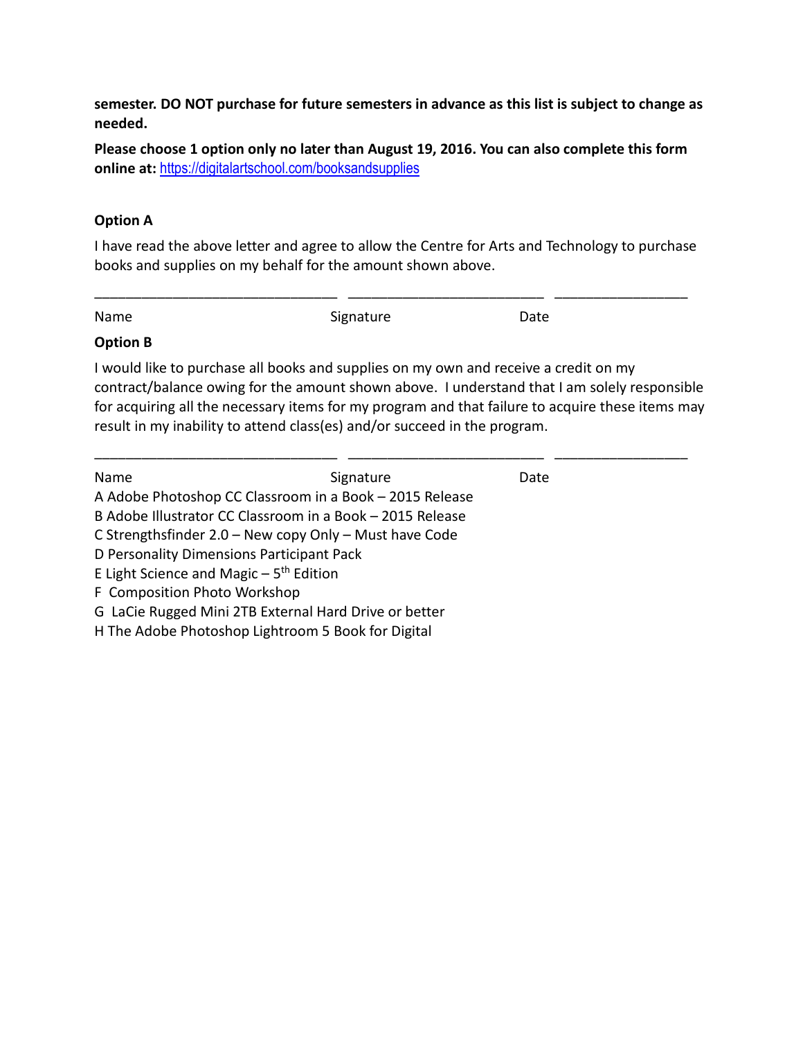**semester. DO NOT purchase for future semesters in advance as this list is subject to change as needed.**

**Please choose 1 option only no later than August 19, 2016. You can also complete this form online at:** https://digitalartschool.com/booksandsupplies

**Option A**

I have read the above letter and agree to allow the Centre for Arts and Technology to purchase books and supplies on my behalf for the amount shown above.

______________________________ ________________________ ________________

Name Signature Date

**Option B**

I would like to purchase all books and supplies on my own and receive a credit on my contract/balance owing for the amount shown above. I understand that I am solely responsible for acquiring all the necessary items for my program and that failure to acquire these items may result in my inability to attend class(es) and/or succeed in the program.

______________________________ ________________________ ________________

Name Signature Date

A Adobe Photoshop CC Classroom in a Book – 2015 Release
B Adobe Illustrator CC Classroom in a Book – 2015 Release
C Strengthsfinder 2.0 – New copy Only – Must have Code
D Personality Dimensions Participant Pack
E Light Science and Magic – 5th Edition
F Composition Photo Workshop
G LaCie Rugged Mini 2TB External Hard Drive or better
H The Adobe Photoshop Lightroom 5 Book for Digital